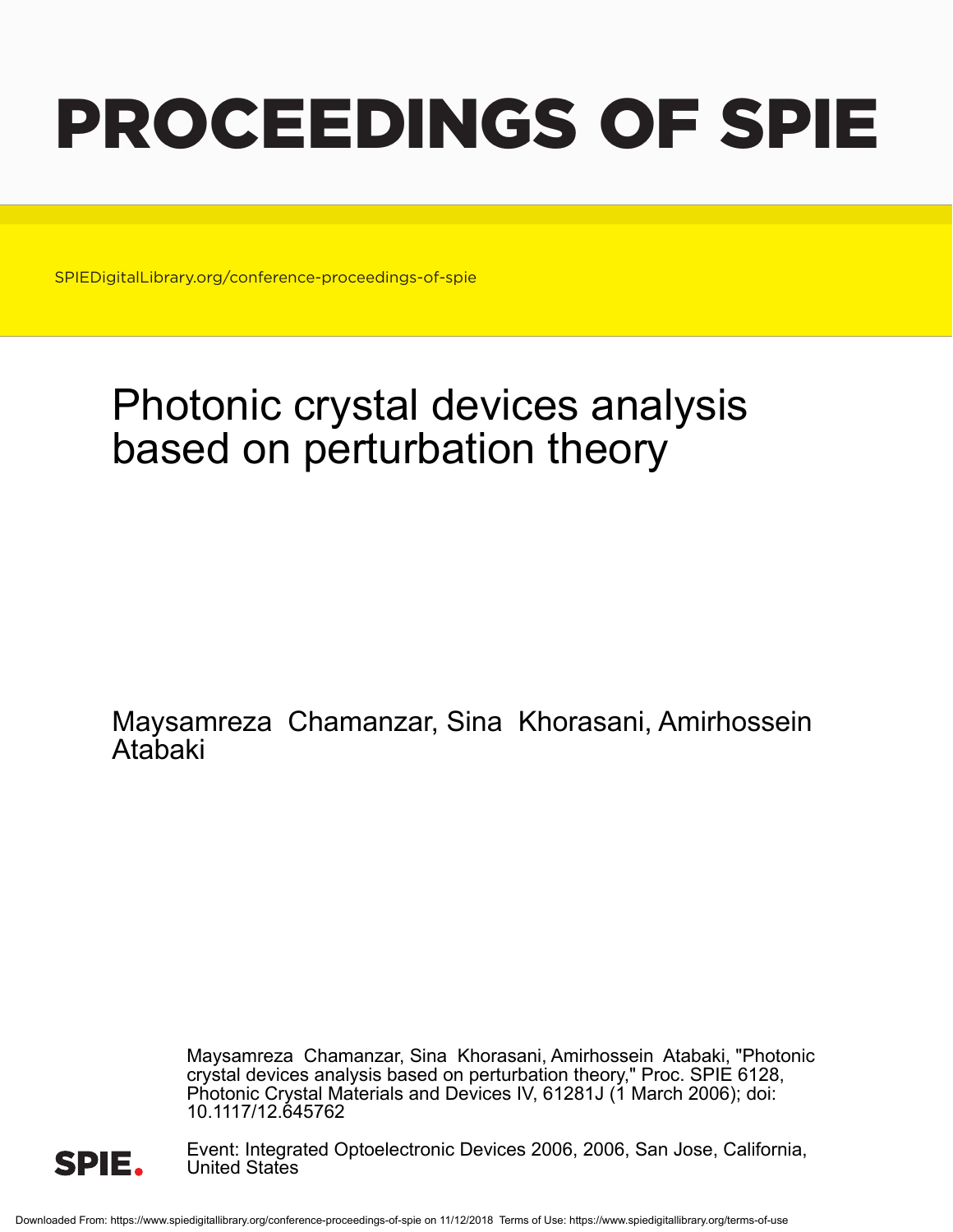# PROCEEDINGS OF SPIE

SPIEDigitalLibrary.org/conference-proceedings-of-spie

## Photonic crystal devices analysis based on perturbation theory

Maysamreza Chamanzar, Sina Khorasani, Amirhossein Atabaki

Maysamreza Chamanzar, Sina Khorasani, Amirhossein Atabaki, "Photonic crystal devices analysis based on perturbation theory," Proc. SPIE 6128, Photonic Crystal Materials and Devices IV, 61281J (1 March 2006); doi: 10.1117/12.645762

SPIE.

Event: Integrated Optoelectronic Devices 2006, 2006, San Jose, California, United States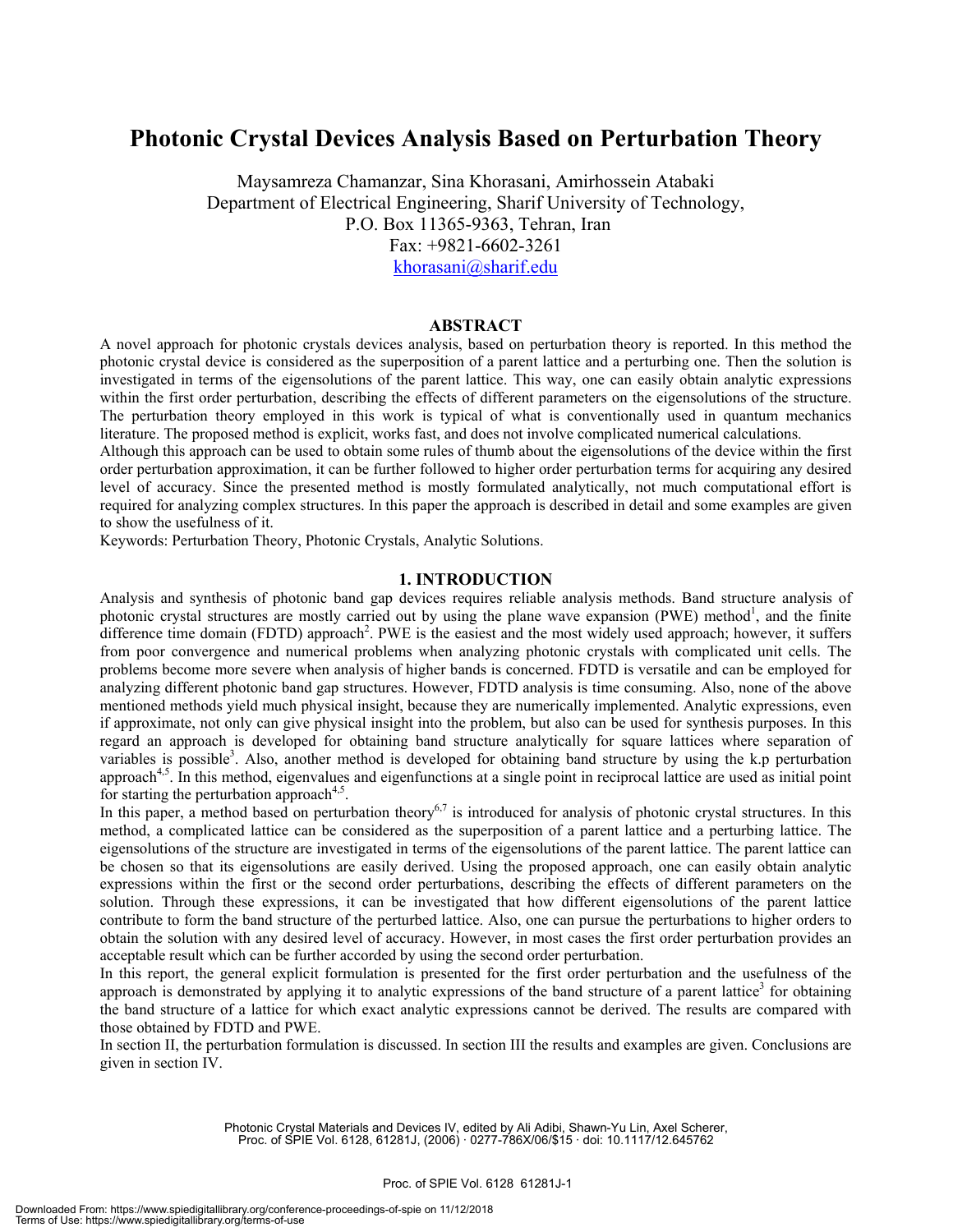# Photonic Crystal Devices Analysis Based on Perturbation Theory

Maysamreza Chamanzar, Sina Khorasani, Amirhossein Atabaki
Department of Electrical Engineering, Sharif University of Technology,
P.O. Box 11365-9363, Tehran, Iran
Fax: +9821-6602-3261
khorasani@sharif.edu

## ABSTRACT

A novel approach for photonic crystals devices analysis, based on perturbation theory is reported. In this method the photonic crystal device is considered as the superposition of a parent lattice and a perturbing one. Then the solution is investigated in terms of the eigensolutions of the parent lattice. This way, one can easily obtain analytic expressions within the first order perturbation, describing the effects of different parameters on the eigensolutions of the structure. The perturbation theory employed in this work is typical of what is conventionally used in quantum mechanics literature. The proposed method is explicit, works fast, and does not involve complicated numerical calculations.

Although this approach can be used to obtain some rules of thumb about the eigensolutions of the device within the first order perturbation approximation, it can be further followed to higher order perturbation terms for acquiring any desired level of accuracy. Since the presented method is mostly formulated analytically, not much computational effort is required for analyzing complex structures. In this paper the approach is described in detail and some examples are given to show the usefulness of it.

Keywords: Perturbation Theory, Photonic Crystals, Analytic Solutions.

## 1. INTRODUCTION

Analysis and synthesis of photonic band gap devices requires reliable analysis methods. Band structure analysis of photonic crystal structures are mostly carried out by using the plane wave expansion (PWE) method[1], and the finite difference time domain (FDTD) approach[2]. PWE is the easiest and the most widely used approach; however, it suffers from poor convergence and numerical problems when analyzing photonic crystals with complicated unit cells. The problems become more severe when analysis of higher bands is concerned. FDTD is versatile and can be employed for analyzing different photonic band gap structures. However, FDTD analysis is time consuming. Also, none of the above mentioned methods yield much physical insight, because they are numerically implemented. Analytic expressions, even if approximate, not only can give physical insight into the problem, but also can be used for synthesis purposes. In this regard an approach is developed for obtaining band structure analytically for square lattices where separation of variables is possible[3]. Also, another method is developed for obtaining band structure by using the k.p perturbation approach[4,5]. In this method, eigenvalues and eigenfunctions at a single point in reciprocal lattice are used as initial point for starting the perturbation approach[4,5].

In this paper, a method based on perturbation theory[6,7] is introduced for analysis of photonic crystal structures. In this method, a complicated lattice can be considered as the superposition of a parent lattice and a perturbing lattice. The eigensolutions of the structure are investigated in terms of the eigensolutions of the parent lattice. The parent lattice can be chosen so that its eigensolutions are easily derived. Using the proposed approach, one can easily obtain analytic expressions within the first or the second order perturbations, describing the effects of different parameters on the solution. Through these expressions, it can be investigated that how different eigensolutions of the parent lattice contribute to form the band structure of the perturbed lattice. Also, one can pursue the perturbations to higher orders to obtain the solution with any desired level of accuracy. However, in most cases the first order perturbation provides an acceptable result which can be further accorded by using the second order perturbation.

In this report, the general explicit formulation is presented for the first order perturbation and the usefulness of the approach is demonstrated by applying it to analytic expressions of the band structure of a parent lattice[3] for obtaining the band structure of a lattice for which exact analytic expressions cannot be derived. The results are compared with those obtained by FDTD and PWE.

In section II, the perturbation formulation is discussed. In section III the results and examples are given. Conclusions are given in section IV.

Photonic Crystal Materials and Devices IV, edited by Ali Adibi, Shawn-Yu Lin, Axel Scherer, Proc. of SPIE Vol. 6128, 61281J, (2006) · 0277-786X/06/$15 · doi: 10.1117/12.645762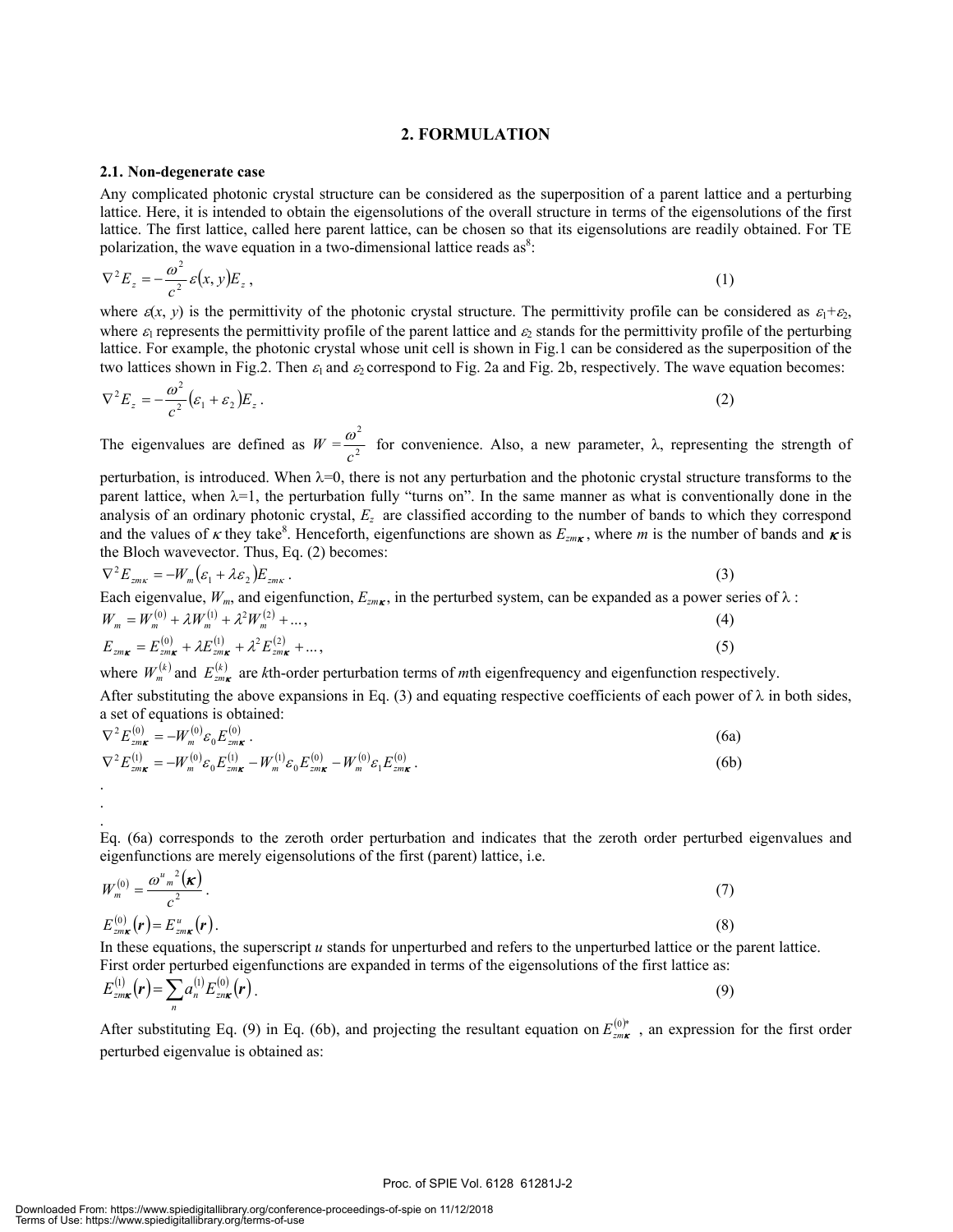# 2. FORMULATION

## 2.1. Non-degenerate case

Any complicated photonic crystal structure can be considered as the superposition of a parent lattice and a perturbing lattice. Here, it is intended to obtain the eigensolutions of the overall structure in terms of the eigensolutions of the first lattice. The first lattice, called here parent lattice, can be chosen so that its eigensolutions are readily obtained. For TE polarization, the wave equation in a two-dimensional lattice reads as[8]:

$$\nabla^2 E_z = -\frac{\omega^2}{c^2}\varepsilon(x,y)E_z\,, \tag{1}$$

where $\varepsilon(x, y)$ is the permittivity of the photonic crystal structure. The permittivity profile can be considered as $\varepsilon_1+\varepsilon_2$, where $\varepsilon_1$ represents the permittivity profile of the parent lattice and $\varepsilon_2$ stands for the permittivity profile of the perturbing lattice. For example, the photonic crystal whose unit cell is shown in Fig.1 can be considered as the superposition of the two lattices shown in Fig.2. Then $\varepsilon_1$ and $\varepsilon_2$ correspond to Fig. 2a and Fig. 2b, respectively. The wave equation becomes:

$$\nabla^2 E_z = -\frac{\omega^2}{c^2}(\varepsilon_1+\varepsilon_2)E_z\,. \tag{2}$$

The eigenvalues are defined as $W=\frac{\omega^2}{c^2}$ for convenience. Also, a new parameter, $\lambda$, representing the strength of perturbation, is introduced. When $\lambda$=0, there is not any perturbation and the photonic crystal structure transforms to the parent lattice, when $\lambda$=1, the perturbation fully "turns on". In the same manner as what is conventionally done in the analysis of an ordinary photonic crystal, $E_z$ are classified according to the number of bands to which they correspond and the values of $\boldsymbol{\kappa}$ they take[8]. Henceforth, eigenfunctions are shown as $E_{zm\boldsymbol{\kappa}}$, where $m$ is the number of bands and $\boldsymbol{\kappa}$ is the Bloch wavevector. Thus, Eq. (2) becomes:

$$\nabla^2 E_{zm\kappa} = -W_m(\varepsilon_1+\lambda\varepsilon_2)E_{zm\kappa}\,. \tag{3}$$

Each eigenvalue, $W_m$, and eigenfunction, $E_{zm\boldsymbol{\kappa}}$, in the perturbed system, can be expanded as a power series of $\lambda$ :

$$W_m = W_m^{(0)} + \lambda W_m^{(1)} + \lambda^2 W_m^{(2)} + \ldots, \tag{4}$$

$$E_{zm\boldsymbol{\kappa}} = E_{zm\boldsymbol{\kappa}}^{(0)} + \lambda E_{zm\boldsymbol{\kappa}}^{(1)} + \lambda^2 E_{zm\boldsymbol{\kappa}}^{(2)} + \ldots, \tag{5}$$

where $W_m^{(k)}$ and $E_{zm\boldsymbol{\kappa}}^{(k)}$ are $k$th-order perturbation terms of $m$th eigenfrequency and eigenfunction respectively.

After substituting the above expansions in Eq. (3) and equating respective coefficients of each power of $\lambda$ in both sides, a set of equations is obtained:

$$\nabla^2 E_{zm\boldsymbol{\kappa}}^{(0)} = -W_m^{(0)}\varepsilon_0 E_{zm\boldsymbol{\kappa}}^{(0)}\,. \tag{6a}$$

$$\nabla^2 E_{zm\boldsymbol{\kappa}}^{(1)} = -W_m^{(0)}\varepsilon_0 E_{zm\boldsymbol{\kappa}}^{(1)} - W_m^{(1)}\varepsilon_0 E_{zm\boldsymbol{\kappa}}^{(0)} - W_m^{(0)}\varepsilon_1 E_{zm\boldsymbol{\kappa}}^{(0)}\,. \tag{6b}$$

.
.
.

Eq. (6a) corresponds to the zeroth order perturbation and indicates that the zeroth order perturbed eigenvalues and eigenfunctions are merely eigensolutions of the first (parent) lattice, i.e.

$$W_m^{(0)} = \frac{\omega^{u}{}_m{}^2(\boldsymbol{\kappa})}{c^2}\,. \tag{7}$$

$$E_{zm\boldsymbol{\kappa}}^{(0)}(\boldsymbol{r}) = E_{zm\boldsymbol{\kappa}}^{u}(\boldsymbol{r})\,. \tag{8}$$

In these equations, the superscript $u$ stands for unperturbed and refers to the unperturbed lattice or the parent lattice.

First order perturbed eigenfunctions are expanded in terms of the eigensolutions of the first lattice as:

$$E_{zm\boldsymbol{\kappa}}^{(1)}(\boldsymbol{r}) = \sum_n a_n^{(1)} E_{zn\boldsymbol{\kappa}}^{(0)}(\boldsymbol{r})\,. \tag{9}$$

After substituting Eq. (9) in Eq. (6b), and projecting the resultant equation on $E_{zm\boldsymbol{\kappa}}^{(0)*}$ , an expression for the first order perturbed eigenvalue is obtained as: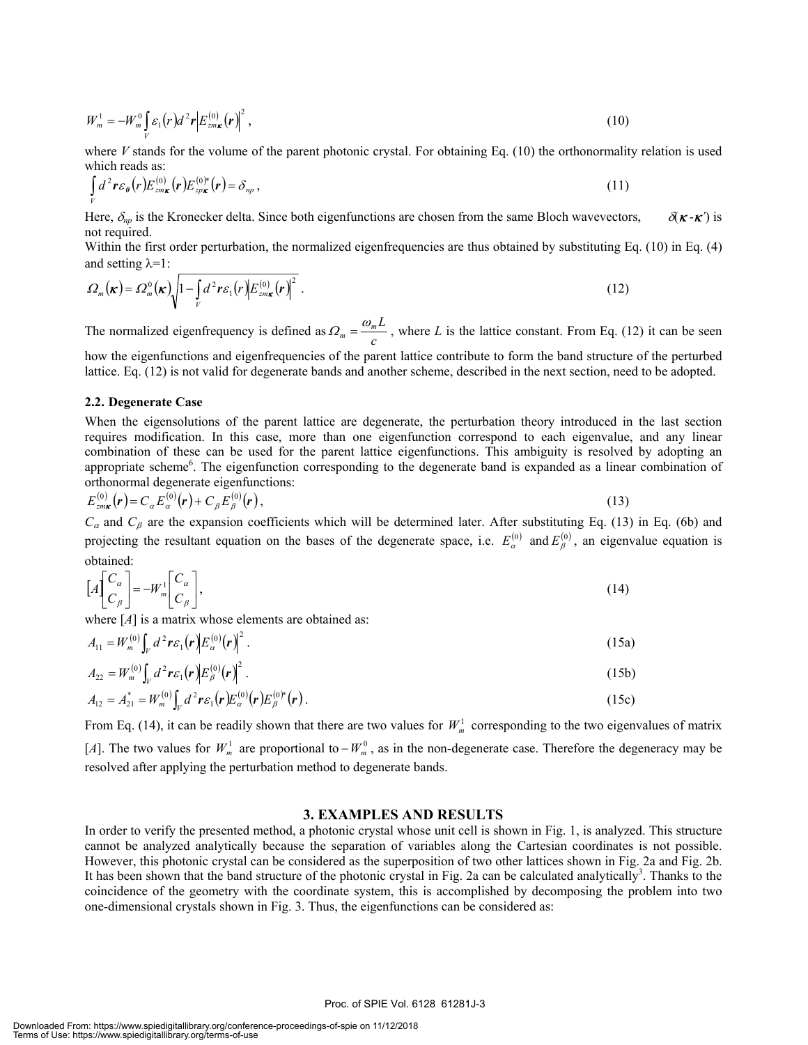$$W_m^1 = -W_m^0 \int_V \varepsilon_1(r) d^2\boldsymbol{r} \left| E_{zm\boldsymbol{\kappa}}^{(0)}(\boldsymbol{r}) \right|^2, \tag{10}$$

where $V$ stands for the volume of the parent photonic crystal. For obtaining Eq. (10) the orthonormality relation is used which reads as:

$$\int_V d^2\boldsymbol{r} \varepsilon_{\boldsymbol{0}}(r) E_{zm\boldsymbol{\kappa}}^{(0)}(\boldsymbol{r}) E_{zp\boldsymbol{\kappa}}^{(0)*}(\boldsymbol{r}) = \delta_{np}, \tag{11}$$

Here, $\delta_{np}$ is the Kronecker delta. Since both eigenfunctions are chosen from the same Bloch wavevectors, $\delta(\boldsymbol{\kappa}-\boldsymbol{\kappa}')$ is not required.

Within the first order perturbation, the normalized eigenfrequencies are thus obtained by substituting Eq. (10) in Eq. (4) and setting $\lambda=1$:

$$\Omega_m(\boldsymbol{\kappa}) = \Omega_m^0(\boldsymbol{\kappa}) \sqrt{1 - \int_V d^2\boldsymbol{r} \varepsilon_1(r) \left| E_{zm\boldsymbol{\kappa}}^{(0)}(\boldsymbol{r}) \right|^2}. \tag{12}$$

The normalized eigenfrequency is defined as $\Omega_m = \dfrac{\omega_m L}{c}$, where $L$ is the lattice constant. From Eq. (12) it can be seen how the eigenfunctions and eigenfrequencies of the parent lattice contribute to form the band structure of the perturbed lattice. Eq. (12) is not valid for degenerate bands and another scheme, described in the next section, need to be adopted.

### 2.2. Degenerate Case

When the eigensolutions of the parent lattice are degenerate, the perturbation theory introduced in the last section requires modification. In this case, more than one eigenfunction correspond to each eigenvalue, and any linear combination of these can be used for the parent lattice eigenfunctions. This ambiguity is resolved by adopting an appropriate scheme[6]. The eigenfunction corresponding to the degenerate band is expanded as a linear combination of orthonormal degenerate eigenfunctions:

$$E_{zm\boldsymbol{\kappa}}^{(0)}(\boldsymbol{r}) = C_\alpha E_\alpha^{(0)}(\boldsymbol{r}) + C_\beta E_\beta^{(0)}(\boldsymbol{r}), \tag{13}$$

$C_\alpha$ and $C_\beta$ are the expansion coefficients which will be determined later. After substituting Eq. (13) in Eq. (6b) and projecting the resultant equation on the bases of the degenerate space, i.e. $E_\alpha^{(0)}$ and $E_\beta^{(0)}$, an eigenvalue equation is obtained:

$$[A]\begin{bmatrix} C_\alpha \\ C_\beta \end{bmatrix} = -W_m^1 \begin{bmatrix} C_\alpha \\ C_\beta \end{bmatrix}, \tag{14}$$

where $[A]$ is a matrix whose elements are obtained as:

$$A_{11} = W_m^{(0)} \int_V d^2\boldsymbol{r} \varepsilon_1(\boldsymbol{r}) \left| E_\alpha^{(0)}(\boldsymbol{r}) \right|^2. \tag{15a}$$

$$A_{22} = W_m^{(0)} \int_V d^2\boldsymbol{r} \varepsilon_1(\boldsymbol{r}) \left| E_\beta^{(0)}(\boldsymbol{r}) \right|^2. \tag{15b}$$

$$A_{12} = A_{21}^* = W_m^{(0)} \int_V d^2\boldsymbol{r} \varepsilon_1(\boldsymbol{r}) E_\alpha^{(0)}(\boldsymbol{r}) E_\beta^{(0)*}(\boldsymbol{r}). \tag{15c}$$

From Eq. (14), it can be readily shown that there are two values for $W_m^1$ corresponding to the two eigenvalues of matrix $[A]$. The two values for $W_m^1$ are proportional to $-W_m^0$, as in the non-degenerate case. Therefore the degeneracy may be resolved after applying the perturbation method to degenerate bands.

## 3. EXAMPLES AND RESULTS

In order to verify the presented method, a photonic crystal whose unit cell is shown in Fig. 1, is analyzed. This structure cannot be analyzed analytically because the separation of variables along the Cartesian coordinates is not possible. However, this photonic crystal can be considered as the superposition of two other lattices shown in Fig. 2a and Fig. 2b. It has been shown that the band structure of the photonic crystal in Fig. 2a can be calculated analytically[3]. Thanks to the coincidence of the geometry with the coordinate system, this is accomplished by decomposing the problem into two one-dimensional crystals shown in Fig. 3. Thus, the eigenfunctions can be considered as: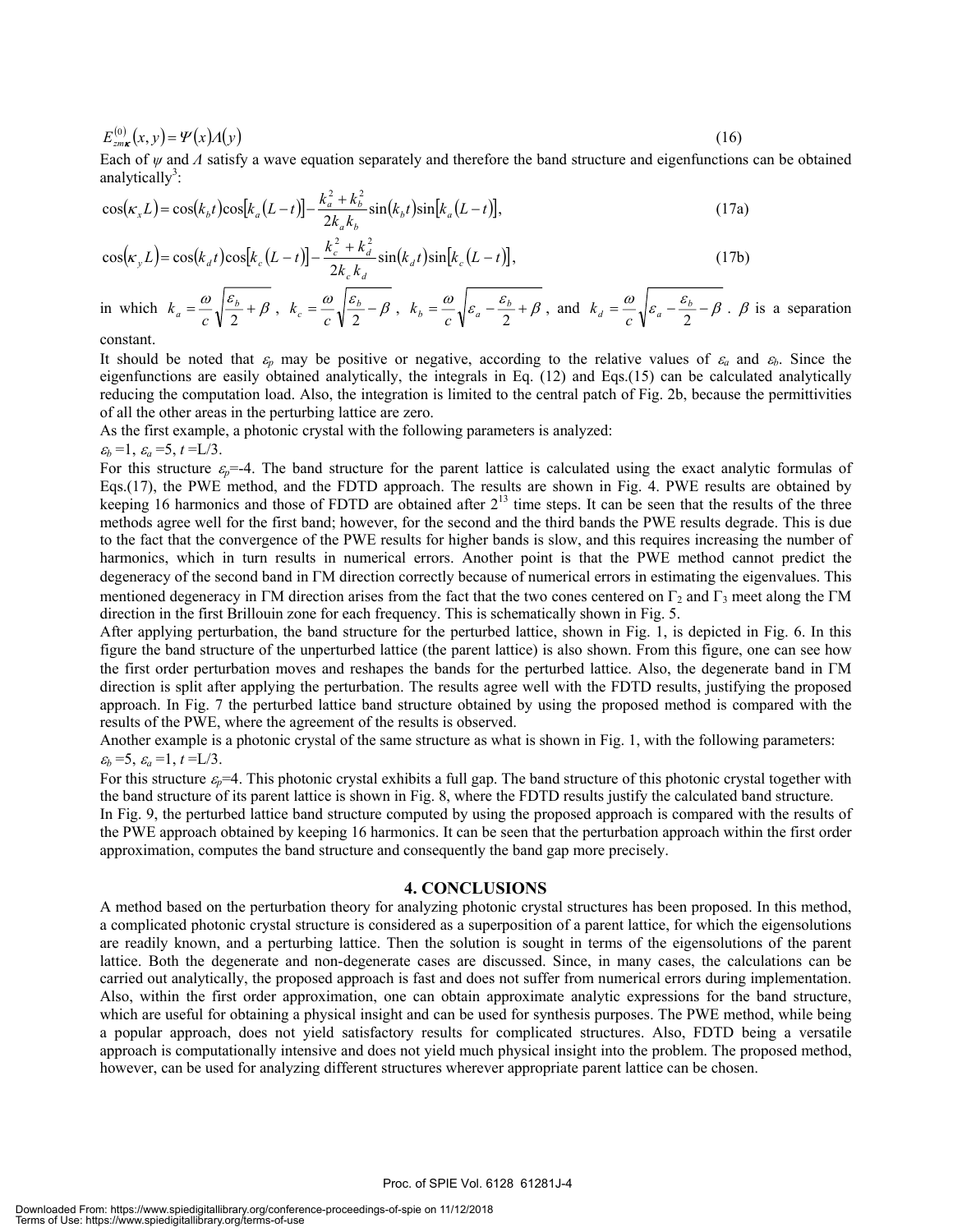$$E^{(0)}_{zm\boldsymbol{\kappa}}(x,y) = \Psi(x)\Lambda(y) \tag{16}$$

Each of $\psi$ and $\Lambda$ satisfy a wave equation separately and therefore the band structure and eigenfunctions can be obtained analytically[3]:

$$\cos(\kappa_x L) = \cos(k_b t)\cos[k_a(L-t)] - \frac{k_a^2 + k_b^2}{2k_a k_b}\sin(k_b t)\sin[k_a(L-t)], \tag{17a}$$

$$\cos(\kappa_y L) = \cos(k_d t)\cos[k_c(L-t)] - \frac{k_c^2 + k_d^2}{2k_c k_d}\sin(k_d t)\sin[k_c(L-t)], \tag{17b}$$

in which $k_a = \frac{\omega}{c}\sqrt{\frac{\varepsilon_b}{2}+\beta}$, $k_c = \frac{\omega}{c}\sqrt{\frac{\varepsilon_b}{2}-\beta}$, $k_b = \frac{\omega}{c}\sqrt{\varepsilon_a - \frac{\varepsilon_b}{2}+\beta}$, and $k_d = \frac{\omega}{c}\sqrt{\varepsilon_a - \frac{\varepsilon_b}{2}-\beta}$. $\beta$ is a separation constant.

It should be noted that $\varepsilon_p$ may be positive or negative, according to the relative values of $\varepsilon_a$ and $\varepsilon_b$. Since the eigenfunctions are easily obtained analytically, the integrals in Eq. (12) and Eqs.(15) can be calculated analytically reducing the computation load. Also, the integration is limited to the central patch of Fig. 2b, because the permittivities of all the other areas in the perturbing lattice are zero.

As the first example, a photonic crystal with the following parameters is analyzed:

$\varepsilon_b = 1$, $\varepsilon_a = 5$, $t = L/3$.

For this structure $\varepsilon_p = -4$. The band structure for the parent lattice is calculated using the exact analytic formulas of Eqs.(17), the PWE method, and the FDTD approach. The results are shown in Fig. 4. PWE results are obtained by keeping 16 harmonics and those of FDTD are obtained after $2^{13}$ time steps. It can be seen that the results of the three methods agree well for the first band; however, for the second and the third bands the PWE results degrade. This is due to the fact that the convergence of the PWE results for higher bands is slow, and this requires increasing the number of harmonics, which in turn results in numerical errors. Another point is that the PWE method cannot predict the degeneracy of the second band in ΓM direction correctly because of numerical errors in estimating the eigenvalues. This mentioned degeneracy in ΓM direction arises from the fact that the two cones centered on $\Gamma_2$ and $\Gamma_3$ meet along the ΓM direction in the first Brillouin zone for each frequency. This is schematically shown in Fig. 5.

After applying perturbation, the band structure for the perturbed lattice, shown in Fig. 1, is depicted in Fig. 6. In this figure the band structure of the unperturbed lattice (the parent lattice) is also shown. From this figure, one can see how the first order perturbation moves and reshapes the bands for the perturbed lattice. Also, the degenerate band in ΓM direction is split after applying the perturbation. The results agree well with the FDTD results, justifying the proposed approach. In Fig. 7 the perturbed lattice band structure obtained by using the proposed method is compared with the results of the PWE, where the agreement of the results is observed.

Another example is a photonic crystal of the same structure as what is shown in Fig. 1, with the following parameters:

$\varepsilon_b = 5$, $\varepsilon_a = 1$, $t = L/3$.

For this structure $\varepsilon_p = 4$. This photonic crystal exhibits a full gap. The band structure of this photonic crystal together with the band structure of its parent lattice is shown in Fig. 8, where the FDTD results justify the calculated band structure.

In Fig. 9, the perturbed lattice band structure computed by using the proposed approach is compared with the results of the PWE approach obtained by keeping 16 harmonics. It can be seen that the perturbation approach within the first order approximation, computes the band structure and consequently the band gap more precisely.

## 4. CONCLUSIONS

A method based on the perturbation theory for analyzing photonic crystal structures has been proposed. In this method, a complicated photonic crystal structure is considered as a superposition of a parent lattice, for which the eigensolutions are readily known, and a perturbing lattice. Then the solution is sought in terms of the eigensolutions of the parent lattice. Both the degenerate and non-degenerate cases are discussed. Since, in many cases, the calculations can be carried out analytically, the proposed approach is fast and does not suffer from numerical errors during implementation. Also, within the first order approximation, one can obtain approximate analytic expressions for the band structure, which are useful for obtaining a physical insight and can be used for synthesis purposes. The PWE method, while being a popular approach, does not yield satisfactory results for complicated structures. Also, FDTD being a versatile approach is computationally intensive and does not yield much physical insight into the problem. The proposed method, however, can be used for analyzing different structures wherever appropriate parent lattice can be chosen.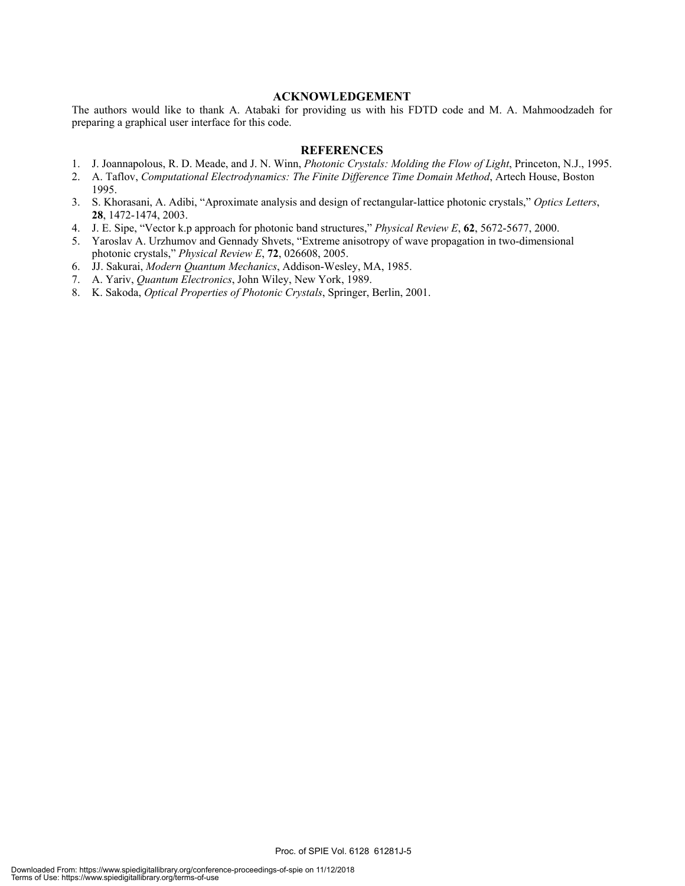## ACKNOWLEDGEMENT

The authors would like to thank A. Atabaki for providing us with his FDTD code and M. A. Mahmoodzadeh for preparing a graphical user interface for this code.

## REFERENCES

1. J. Joannapolous, R. D. Meade, and J. N. Winn, *Photonic Crystals: Molding the Flow of Light*, Princeton, N.J., 1995.
2. A. Taflov, *Computational Electrodynamics: The Finite Difference Time Domain Method*, Artech House, Boston 1995.
3. S. Khorasani, A. Adibi, "Aproximate analysis and design of rectangular-lattice photonic crystals," *Optics Letters*, **28**, 1472-1474, 2003.
4. J. E. Sipe, "Vector k.p approach for photonic band structures," *Physical Review E*, **62**, 5672-5677, 2000.
5. Yaroslav A. Urzhumov and Gennady Shvets, "Extreme anisotropy of wave propagation in two-dimensional photonic crystals," *Physical Review E*, **72**, 026608, 2005.
6. JJ. Sakurai, *Modern Quantum Mechanics*, Addison-Wesley, MA, 1985.
7. A. Yariv, *Quantum Electronics*, John Wiley, New York, 1989.
8. K. Sakoda, *Optical Properties of Photonic Crystals*, Springer, Berlin, 2001.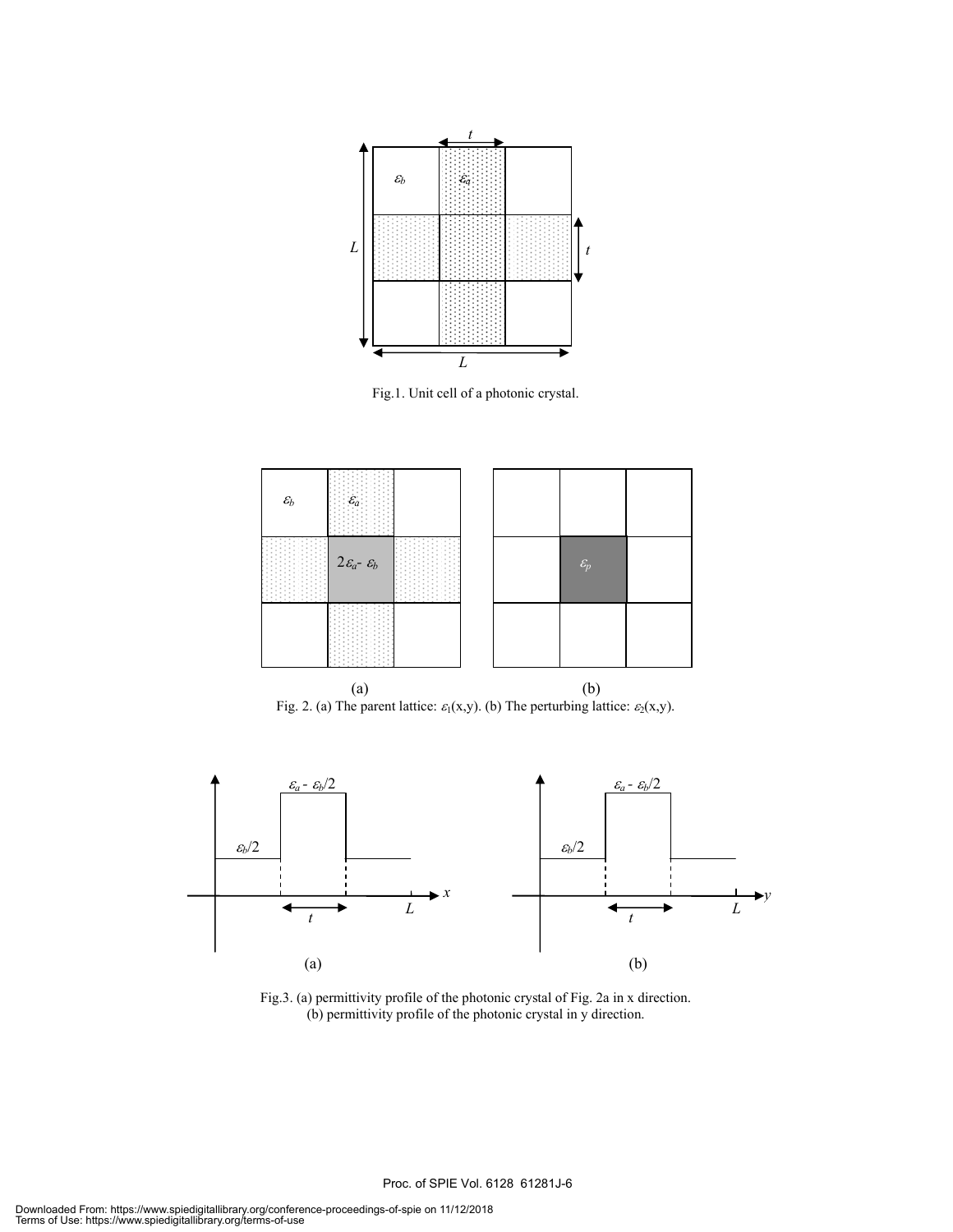Fig.1. Unit cell of a photonic crystal.

Fig. 2. (a) The parent lattice: $\varepsilon_1(x,y)$. (b) The perturbing lattice: $\varepsilon_2(x,y)$.

Fig.3. (a) permittivity profile of the photonic crystal of Fig. 2a in x direction. (b) permittivity profile of the photonic crystal in y direction.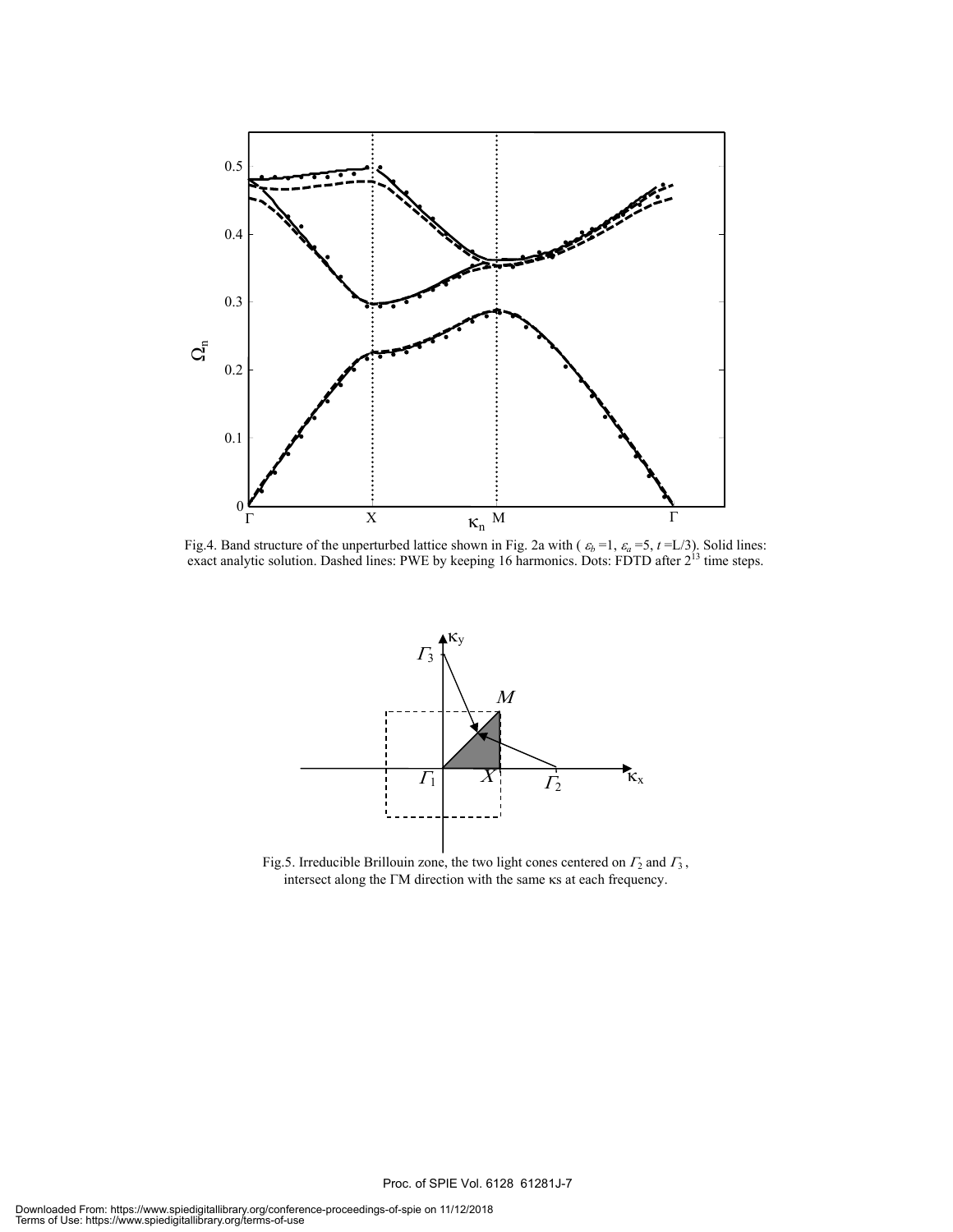Fig.4. Band structure of the unperturbed lattice shown in Fig. 2a with ( $\varepsilon_b$ =1, $\varepsilon_a$ =5, $t$ =L/3). Solid lines: exact analytic solution. Dashed lines: PWE by keeping 16 harmonics. Dots: FDTD after $2^{13}$ time steps.

Fig.5. Irreducible Brillouin zone, the two light cones centered on $\Gamma_2$ and $\Gamma_3$, intersect along the ΓM direction with the same κs at each frequency.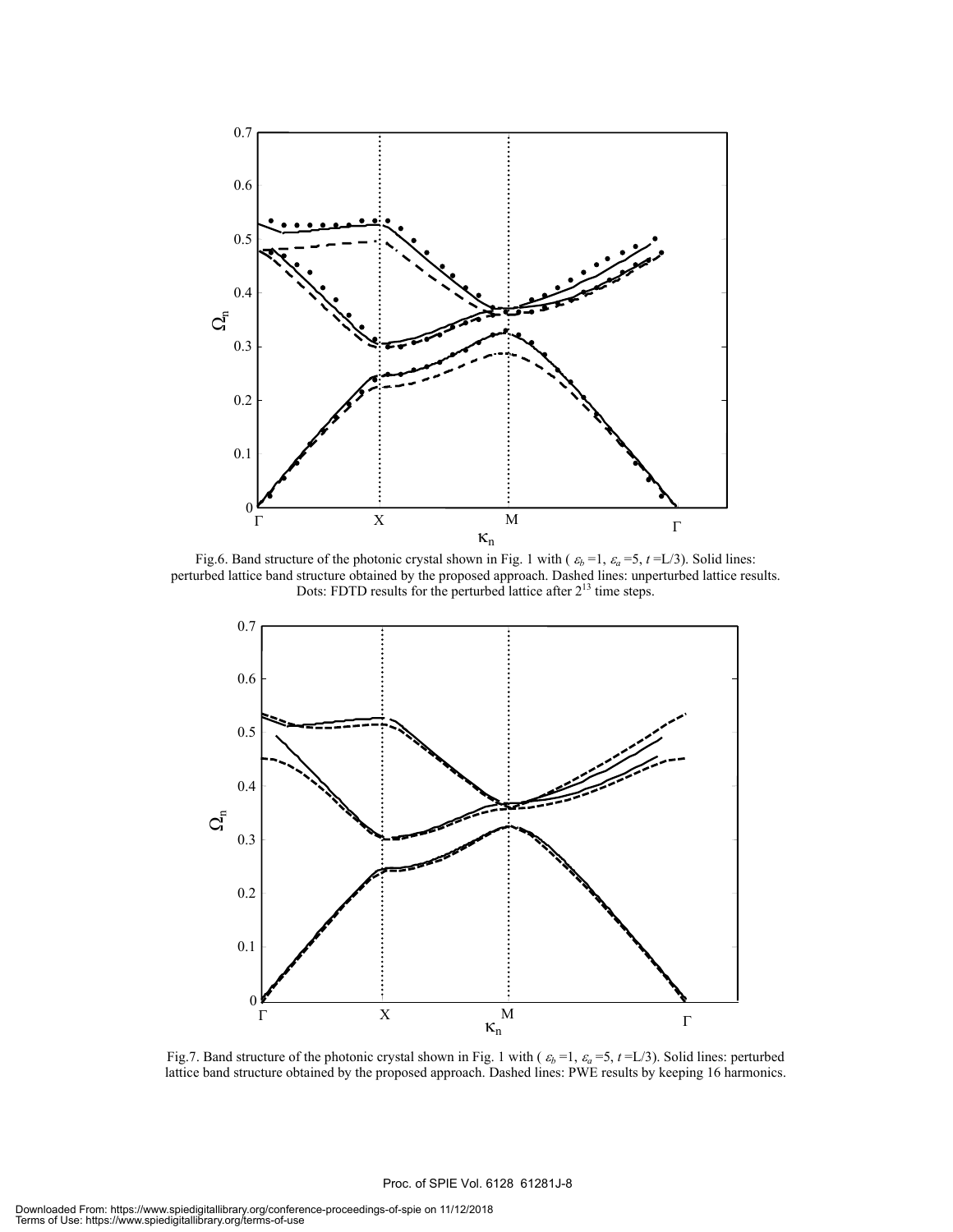Fig.6. Band structure of the photonic crystal shown in Fig. 1 with ( $\varepsilon_b$ =1, $\varepsilon_a$ =5, $t$ =L/3). Solid lines: perturbed lattice band structure obtained by the proposed approach. Dashed lines: unperturbed lattice results. Dots: FDTD results for the perturbed lattice after $2^{13}$ time steps.

Fig.7. Band structure of the photonic crystal shown in Fig. 1 with ( $\varepsilon_b$ =1, $\varepsilon_a$ =5, $t$ =L/3). Solid lines: perturbed lattice band structure obtained by the proposed approach. Dashed lines: PWE results by keeping 16 harmonics.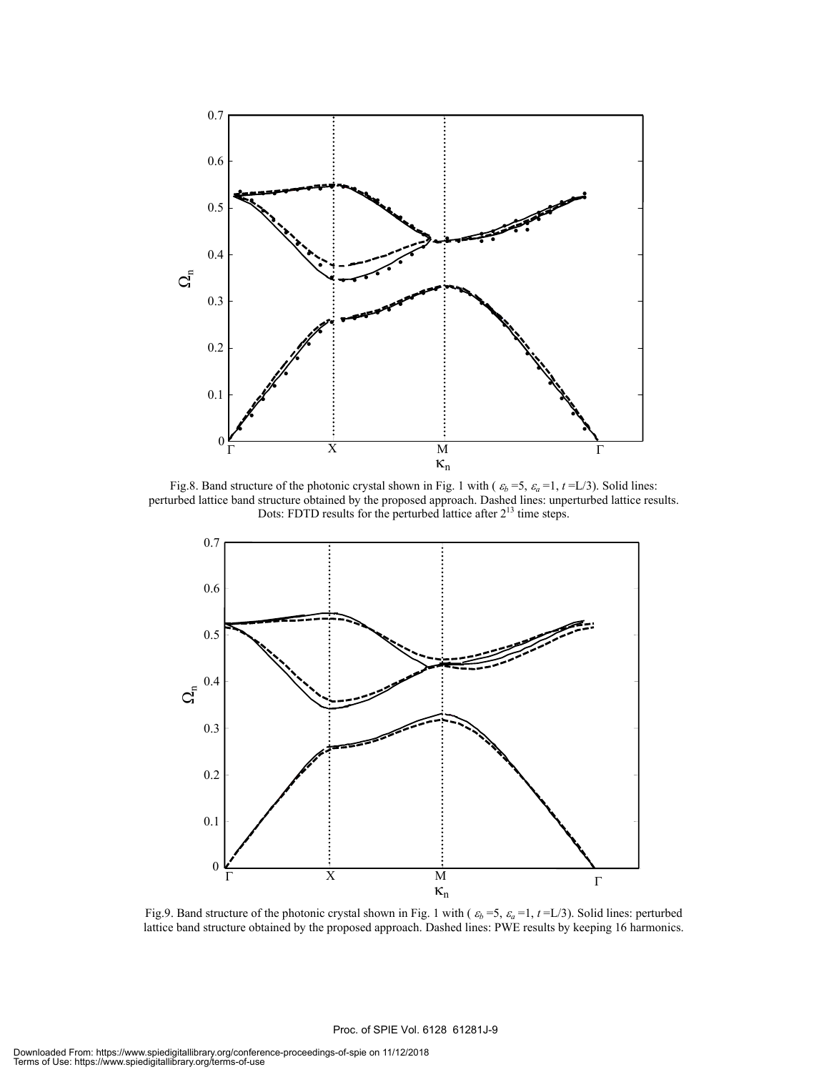0.7

0.6

0.5

$\Omega_n$ 0.4

0.3

0.2

0.1

0

Γ X M Γ

$\kappa_n$

Fig.8. Band structure of the photonic crystal shown in Fig. 1 with ( $\varepsilon_b$ =5, $\varepsilon_a$ =1, $t$ =L/3). Solid lines: perturbed lattice band structure obtained by the proposed approach. Dashed lines: unperturbed lattice results. Dots: FDTD results for the perturbed lattice after $2^{13}$ time steps.

0.7

0.6

0.5

$\Omega_n$ 0.4

0.3

0.2

0.1

0

Γ X M Γ

$\kappa_n$

Fig.9. Band structure of the photonic crystal shown in Fig. 1 with ( $\varepsilon_b$ =5, $\varepsilon_a$ =1, $t$ =L/3). Solid lines: perturbed lattice band structure obtained by the proposed approach. Dashed lines: PWE results by keeping 16 harmonics.